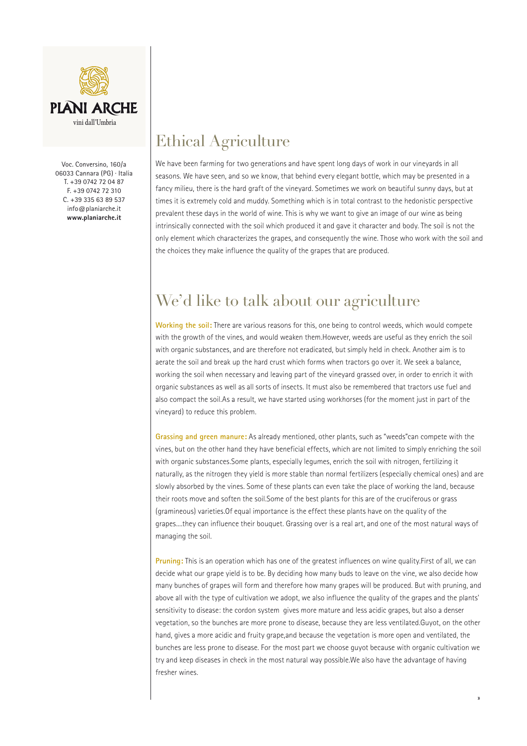PLANI ARCHE

vini dall'Umbria

Voc. Conversino, 160/a
06033 Cannara (PG) · Italia
T. +39 0742 72 04 87
F. +39 0742 72 310
C. +39 335 63 89 537
info@planiarche.it
**www.planiarche.it**

# Ethical Agriculture

We have been farming for two generations and have spent long days of work in our vineyards in all seasons. We have seen, and so we know, that behind every elegant bottle, which may be presented in a fancy milieu, there is the hard graft of the vineyard. Sometimes we work on beautiful sunny days, but at times it is extremely cold and muddy. Something which is in total contrast to the hedonistic perspective prevalent these days in the world of wine. This is why we want to give an image of our wine as being intrinsically connected with the soil which produced it and gave it character and body. The soil is not the only element which characterizes the grapes, and consequently the wine. Those who work with the soil and the choices they make influence the quality of the grapes that are produced.

# We'd like to talk about our agriculture

**Working the soil:** There are various reasons for this, one being to control weeds, which would compete with the growth of the vines, and would weaken them.However, weeds are useful as they enrich the soil with organic substances, and are therefore not eradicated, but simply held in check. Another aim is to aerate the soil and break up the hard crust which forms when tractors go over it. We seek a balance, working the soil when necessary and leaving part of the vineyard grassed over, in order to enrich it with organic substances as well as all sorts of insects. It must also be remembered that tractors use fuel and also compact the soil.As a result, we have started using workhorses (for the moment just in part of the vineyard) to reduce this problem.

**Grassing and green manure:** As already mentioned, other plants, such as "weeds"can compete with the vines, but on the other hand they have beneficial effects, which are not limited to simply enriching the soil with organic substances.Some plants, especially legumes, enrich the soil with nitrogen, fertilizing it naturally, as the nitrogen they yield is more stable than normal fertilizers (especially chemical ones) and are slowly absorbed by the vines. Some of these plants can even take the place of working the land, because their roots move and soften the soil.Some of the best plants for this are of the cruciferous or grass (gramineous) varieties.Of equal importance is the effect these plants have on the quality of the grapes....they can influence their bouquet. Grassing over is a real art, and one of the most natural ways of managing the soil.

**Pruning:** This is an operation which has one of the greatest influences on wine quality.First of all, we can decide what our grape yield is to be. By deciding how many buds to leave on the vine, we also decide how many bunches of grapes will form and therefore how many grapes will be produced. But with pruning, and above all with the type of cultivation we adopt, we also influence the quality of the grapes and the plants' sensitivity to disease: the cordon system gives more mature and less acidic grapes, but also a denser vegetation, so the bunches are more prone to disease, because they are less ventilated.Guyot, on the other hand, gives a more acidic and fruity grape,and because the vegetation is more open and ventilated, the bunches are less prone to disease. For the most part we choose guyot because with organic cultivation we try and keep diseases in check in the most natural way possible.We also have the advantage of having fresher wines.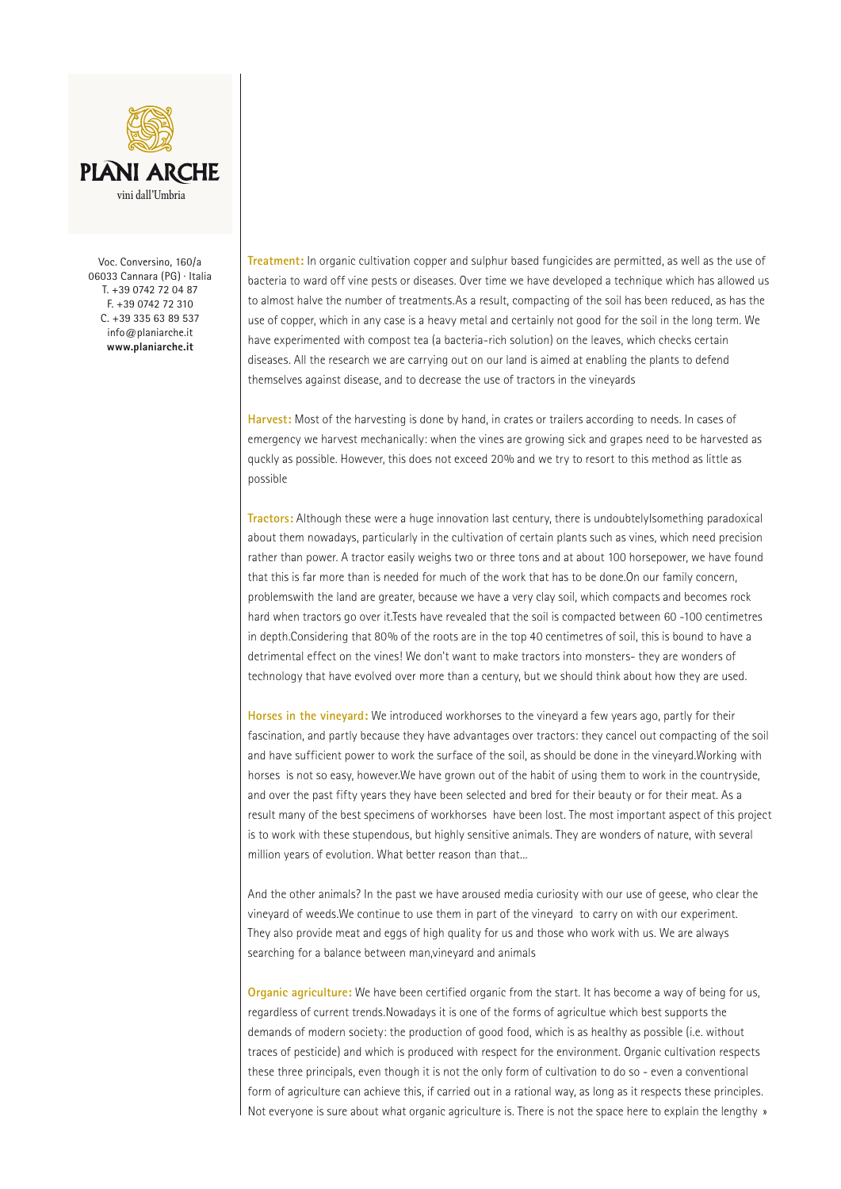PLANI ARCHE
vini dall'Umbria

Voc. Conversino, 160/a
06033 Cannara (PG) · Italia
T. +39 0742 72 04 87
F. +39 0742 72 310
C. +39 335 63 89 537
info@planiarche.it
**www.planiarche.it**

**Treatment:** In organic cultivation copper and sulphur based fungicides are permitted, as well as the use of bacteria to ward off vine pests or diseases. Over time we have developed a technique which has allowed us to almost halve the number of treatments.As a result, compacting of the soil has been reduced, as has the use of copper, which in any case is a heavy metal and certainly not good for the soil in the long term. We have experimented with compost tea (a bacteria-rich solution) on the leaves, which checks certain diseases. All the research we are carrying out on our land is aimed at enabling the plants to defend themselves against disease, and to decrease the use of tractors in the vineyards

**Harvest:** Most of the harvesting is done by hand, in crates or trailers according to needs. In cases of emergency we harvest mechanically: when the vines are growing sick and grapes need to be harvested as quckly as possible. However, this does not exceed 20% and we try to resort to this method as little as possible

**Tractors:** Although these were a huge innovation last century, there is undoubtelylsomething paradoxical about them nowadays, particularly in the cultivation of certain plants such as vines, which need precision rather than power. A tractor easily weighs two or three tons and at about 100 horsepower, we have found that this is far more than is needed for much of the work that has to be done.On our family concern, problemswith the land are greater, because we have a very clay soil, which compacts and becomes rock hard when tractors go over it.Tests have revealed that the soil is compacted between 60 -100 centimetres in depth.Considering that 80% of the roots are in the top 40 centimetres of soil, this is bound to have a detrimental effect on the vines! We don't want to make tractors into monsters- they are wonders of technology that have evolved over more than a century, but we should think about how they are used.

**Horses in the vineyard:** We introduced workhorses to the vineyard a few years ago, partly for their fascination, and partly because they have advantages over tractors: they cancel out compacting of the soil and have sufficient power to work the surface of the soil, as should be done in the vineyard.Working with horses is not so easy, however.We have grown out of the habit of using them to work in the countryside, and over the past fifty years they have been selected and bred for their beauty or for their meat. As a result many of the best specimens of workhorses have been lost. The most important aspect of this project is to work with these stupendous, but highly sensitive animals. They are wonders of nature, with several million years of evolution. What better reason than that...

And the other animals? In the past we have aroused media curiosity with our use of geese, who clear the vineyard of weeds.We continue to use them in part of the vineyard to carry on with our experiment. They also provide meat and eggs of high quality for us and those who work with us. We are always searching for a balance between man,vineyard and animals

**Organic agriculture:** We have been certified organic from the start. It has become a way of being for us, regardless of current trends.Nowadays it is one of the forms of agricultue which best supports the demands of modern society: the production of good food, which is as healthy as possible (i.e. without traces of pesticide) and which is produced with respect for the environment. Organic cultivation respects these three principals, even though it is not the only form of cultivation to do so - even a conventional form of agriculture can achieve this, if carried out in a rational way, as long as it respects these principles. Not everyone is sure about what organic agriculture is. There is not the space here to explain the lengthy »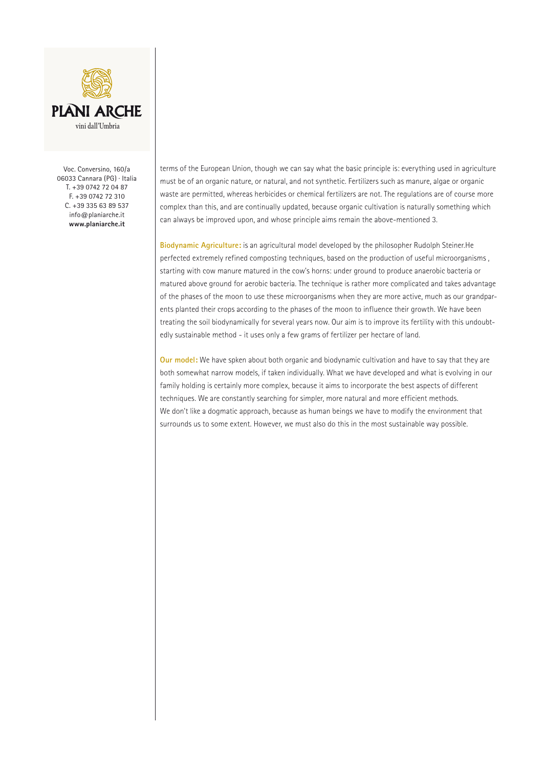terms of the European Union, though we can say what the basic principle is: everything used in agriculture must be of an organic nature, or natural, and not synthetic. Fertilizers such as manure, algae or organic waste are permitted, whereas herbicides or chemical fertilizers are not. The regulations are of course more complex than this, and are continually updated, because organic cultivation is naturally something which can always be improved upon, and whose principle aims remain the above-mentioned 3.

**Biodynamic Agriculture:** is an agricultural model developed by the philosopher Rudolph Steiner.He perfected extremely refined composting techniques, based on the production of useful microorganisms , starting with cow manure matured in the cow's horns: under ground to produce anaerobic bacteria or matured above ground for aerobic bacteria. The technique is rather more complicated and takes advantage of the phases of the moon to use these microorganisms when they are more active, much as our grandparents planted their crops according to the phases of the moon to influence their growth. We have been treating the soil biodynamically for several years now. Our aim is to improve its fertility with this undoubtedly sustainable method - it uses only a few grams of fertilizer per hectare of land.

**Our model:** We have spken about both organic and biodynamic cultivation and have to say that they are both somewhat narrow models, if taken individually. What we have developed and what is evolving in our family holding is certainly more complex, because it aims to incorporate the best aspects of different techniques. We are constantly searching for simpler, more natural and more efficient methods.
We don't like a dogmatic approach, because as human beings we have to modify the environment that surrounds us to some extent. However, we must also do this in the most sustainable way possible.